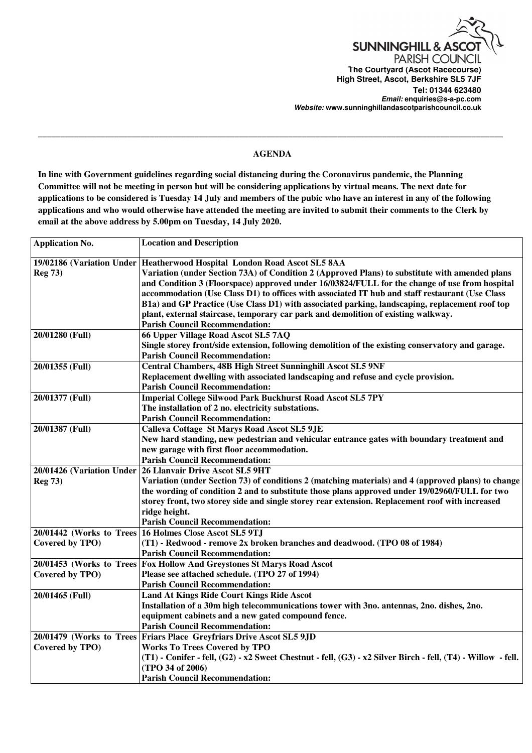SUNNINGHILL & ASCOT PARISH COUNCIL
**The Courtyard (Ascot Racecourse)**
**High Street, Ascot, Berkshire SL5 7JF**
**Tel: 01344 623480**
***Email:*** **enquiries@s-a-pc.com**
***Website:*** **www.sunninghillandascotparishcouncil.co.uk**

---

## AGENDA

**In line with Government guidelines regarding social distancing during the Coronavirus pandemic, the Planning Committee will not be meeting in person but will be considering applications by virtual means. The next date for applications to be considered is Tuesday 14 July and members of the pubic who have an interest in any of the following applications and who would otherwise have attended the meeting are invited to submit their comments to the Clerk by email at the above address by 5.00pm on Tuesday, 14 July 2020.**

| Application No. | Location and Description |
|---|---|
| 19/02186 (Variation Under Reg 73) | **Heatherwood Hospital London Road Ascot SL5 8AA**<br>Variation (under Section 73A) of Condition 2 (Approved Plans) to substitute with amended plans and Condition 3 (Floorspace) approved under 16/03824/FULL for the change of use from hospital accommodation (Use Class D1) to offices with associated IT hub and staff restaurant (Use Class B1a) and GP Practice (Use Class D1) with associated parking, landscaping, replacement roof top plant, external staircase, temporary car park and demolition of existing walkway.<br>Parish Council Recommendation: |
| 20/01280 (Full) | **66 Upper Village Road Ascot SL5 7AQ**<br>Single storey front/side extension, following demolition of the existing conservatory and garage.<br>Parish Council Recommendation: |
| 20/01355 (Full) | **Central Chambers, 48B High Street Sunninghill Ascot SL5 9NF**<br>Replacement dwelling with associated landscaping and refuse and cycle provision.<br>Parish Council Recommendation: |
| 20/01377 (Full) | **Imperial College Silwood Park Buckhurst Road Ascot SL5 7PY**<br>The installation of 2 no. electricity substations.<br>Parish Council Recommendation: |
| 20/01387 (Full) | **Calleva Cottage St Marys Road Ascot SL5 9JE**<br>New hard standing, new pedestrian and vehicular entrance gates with boundary treatment and new garage with first floor accommodation.<br>Parish Council Recommendation: |
| 20/01426 (Variation Under Reg 73) | **26 Llanvair Drive Ascot SL5 9HT**<br>Variation (under Section 73) of conditions 2 (matching materials) and 4 (approved plans) to change the wording of condition 2 and to substitute those plans approved under 19/02960/FULL for two storey front, two storey side and single storey rear extension. Replacement roof with increased ridge height.<br>Parish Council Recommendation: |
| 20/01442 (Works to Trees Covered by TPO) | **16 Holmes Close Ascot SL5 9TJ**<br>(T1) - Redwood - remove 2x broken branches and deadwood. (TPO 08 of 1984)<br>Parish Council Recommendation: |
| 20/01453 (Works to Trees Covered by TPO) | **Fox Hollow And Greystones St Marys Road Ascot**<br>Please see attached schedule. (TPO 27 of 1994)<br>Parish Council Recommendation: |
| 20/01465 (Full) | **Land At Kings Ride Court Kings Ride Ascot**<br>Installation of a 30m high telecommunications tower with 3no. antennas, 2no. dishes, 2no. equipment cabinets and a new gated compound fence.<br>Parish Council Recommendation: |
| 20/01479 (Works to Trees Covered by TPO) | **Friars Place Greyfriars Drive Ascot SL5 9JD**<br>Works To Trees Covered by TPO<br>(T1) - Conifer - fell, (G2) - x2 Sweet Chestnut - fell, (G3) - x2 Silver Birch - fell, (T4) - Willow - fell. (TPO 34 of 2006)<br>Parish Council Recommendation: |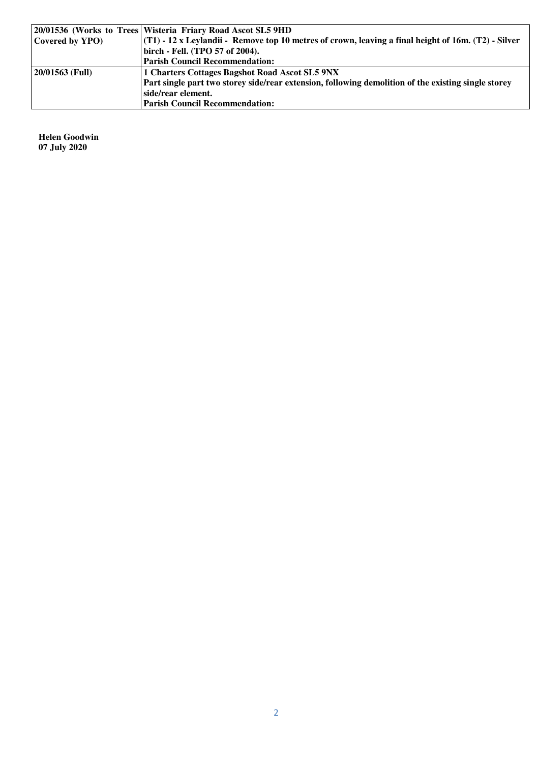| | |
|---|---|
| **20/01536 (Works to Trees Covered by YPO)** | **Wisteria Friary Road Ascot SL5 9HD**<br>**(T1) - 12 x Leylandii - Remove top 10 metres of crown, leaving a final height of 16m. (T2) - Silver birch - Fell. (TPO 57 of 2004).**<br>**Parish Council Recommendation:** |
| **20/01563 (Full)** | **1 Charters Cottages Bagshot Road Ascot SL5 9NX**<br>**Part single part two storey side/rear extension, following demolition of the existing single storey side/rear element.**<br>**Parish Council Recommendation:** |

**Helen Goodwin**
**07 July 2020**